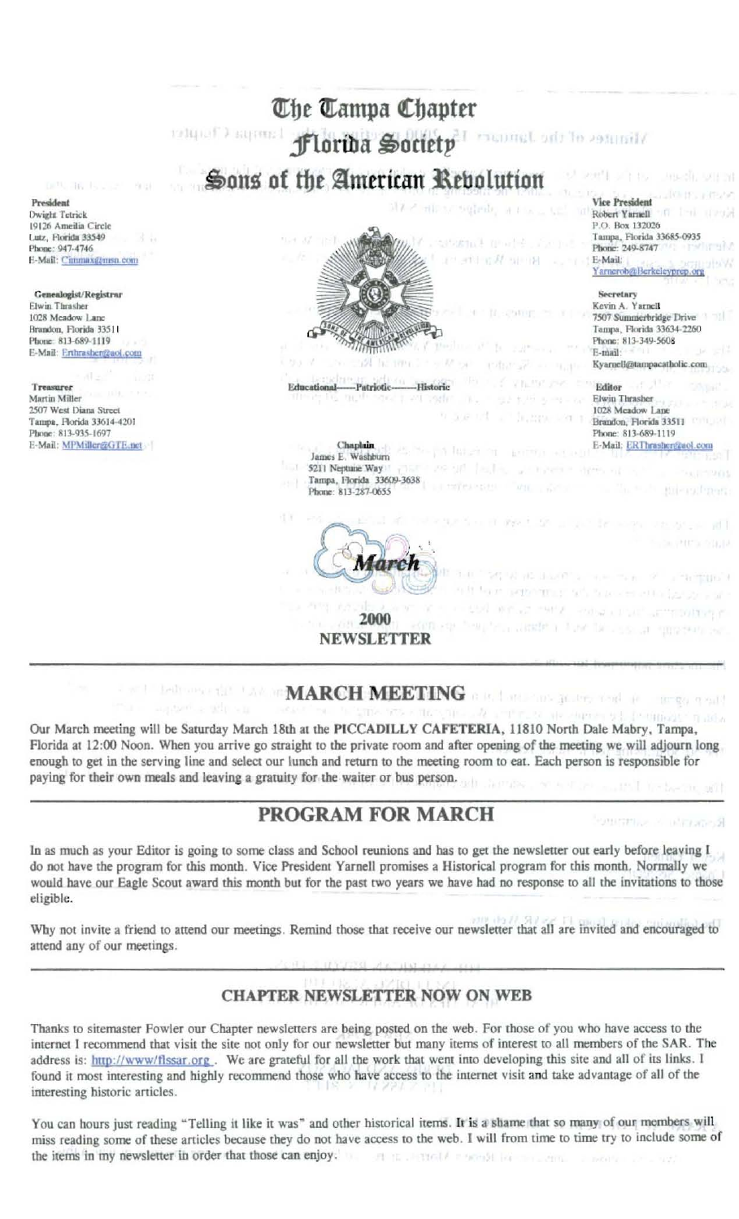# The Tampa Chapter
# Florida Society
# Sons of the American Revolution

**President**
Dwight Tetrick
19126 Amelia Circle
Lutz, Florida 33549
Phone: 947-4746
E-Mail: Cinmax@msn.com

**Genealogist/Registrar**
Elwin Thrasher
1028 Meadow Lane
Brandon, Florida 33511
Phone: 813-689-1119
E-Mail: Erthrasher@aol.com

**Treasurer**
Martin Miller
2507 West Diana Street
Tampa, Florida 33614-4201
Phone: 813-935-1697
E-Mail: MPMiller@GTE.net

Educational——Patriotic——Historic

**Chaplain**
James E. Washburn
5211 Neptune Way
Tampa, Florida 33609-3638
Phone: 813-287-0655

**Vice President**
Robert Yarnell
P.O. Box 132026
Tampa, Florida 33685-0935
Phone: 249-8747
E-Mail:
Yarnerob@Berkeleyprep.org

**Secretary**
Kevin A. Yarnell
7507 Summerbridge Drive
Tampa, Florida 33634-2260
Phone: 813-349-5608
E-mail:
Kyarnell@tampacatholic.com

**Editor**
Elwin Thrasher
1028 Meadow Lane
Brandon, Florida 33511
Phone: 813-689-1119
E-Mail: ERThrasher@aol.com

March
2000
**NEWSLETTER**

---

## MARCH MEETING

Our March meeting will be Saturday March 18th at the **PICCADILLY CAFETERIA**, 11810 North Dale Mabry, Tampa, Florida at 12:00 Noon. When you arrive go straight to the private room and after opening of the meeting we will adjourn long enough to get in the serving line and select our lunch and return to the meeting room to eat. Each person is responsible for paying for their own meals and leaving a gratuity for the waiter or bus person.

---

## PROGRAM FOR MARCH

In as much as your Editor is going to some class and School reunions and has to get the newsletter out early before leaving I do not have the program for this month. Vice President Yarnell promises a Historical program for this month. Normally we would have our Eagle Scout award this month but for the past two years we have had no response to all the invitations to those eligible.

Why not invite a friend to attend our meetings. Remind those that receive our newsletter that all are invited and encouraged to attend any of our meetings.

---

### CHAPTER NEWSLETTER NOW ON WEB

Thanks to sitemaster Fowler our Chapter newsletters are being posted on the web. For those of you who have access to the internet I recommend that visit the site not only for our newsletter but many items of interest to all members of the SAR. The address is: http://www/flssar.org . We are grateful for all the work that went into developing this site and all of its links. I found it most interesting and highly recommend those who have access to the internet visit and take advantage of all of the interesting historic articles.

You can hours just reading "Telling it like it was" and other historical items. It is a shame that so many of our members will miss reading some of these articles because they do not have access to the web. I will from time to time try to include some of the items in my newsletter in order that those can enjoy.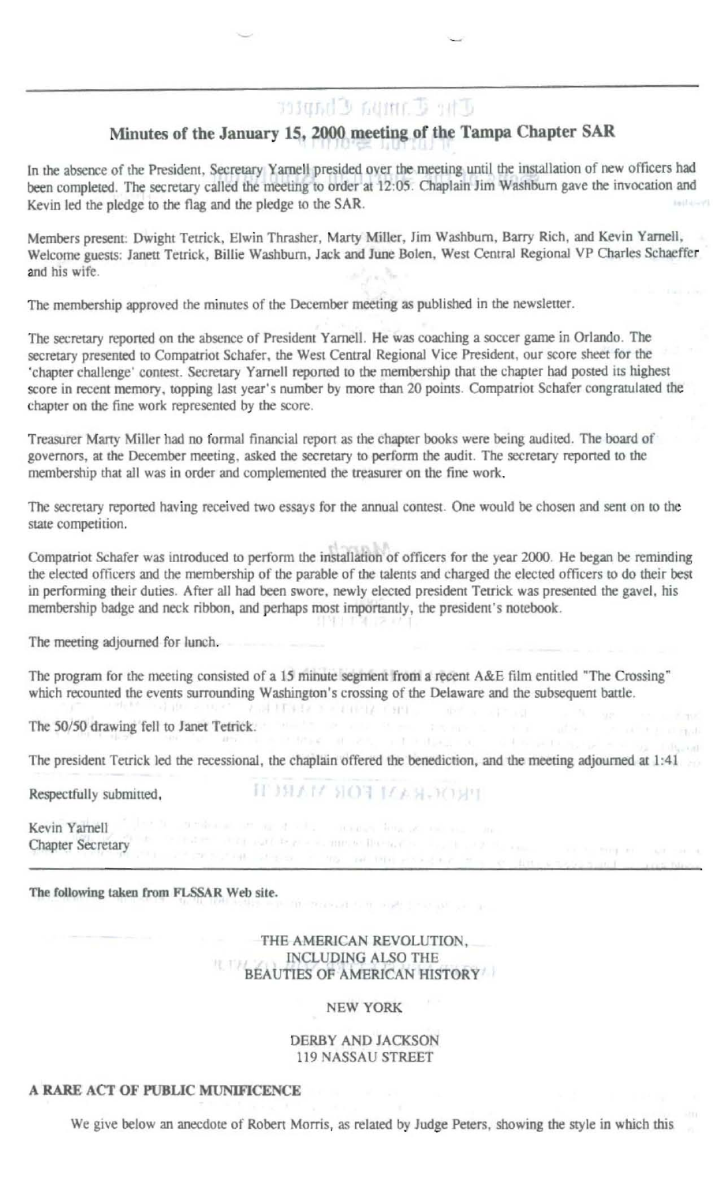## Minutes of the January 15, 2000 meeting of the Tampa Chapter SAR

In the absence of the President, Secretary Yarnell presided over the meeting until the installation of new officers had been completed. The secretary called the meeting to order at 12:05. Chaplain Jim Washburn gave the invocation and Kevin led the pledge to the flag and the pledge to the SAR.

Members present: Dwight Tetrick, Elwin Thrasher, Marty Miller, Jim Washburn, Barry Rich, and Kevin Yarnell, Welcome guests: Janett Tetrick, Billie Washburn, Jack and June Bolen, West Central Regional VP Charles Schaeffer and his wife.

The membership approved the minutes of the December meeting as published in the newsletter.

The secretary reported on the absence of President Yarnell. He was coaching a soccer game in Orlando. The secretary presented to Compatriot Schafer, the West Central Regional Vice President, our score sheet for the 'chapter challenge' contest. Secretary Yarnell reported to the membership that the chapter had posted its highest score in recent memory, topping last year's number by more than 20 points. Compatriot Schafer congratulated the chapter on the fine work represented by the score.

Treasurer Marty Miller had no formal financial report as the chapter books were being audited. The board of governors, at the December meeting, asked the secretary to perform the audit. The secretary reported to the membership that all was in order and complemented the treasurer on the fine work.

The secretary reported having received two essays for the annual contest. One would be chosen and sent on to the state competition.

Compatriot Schafer was introduced to perform the installation of officers for the year 2000. He began be reminding the elected officers and the membership of the parable of the talents and charged the elected officers to do their best in performing their duties. After all had been swore, newly elected president Tetrick was presented the gavel, his membership badge and neck ribbon, and perhaps most importantly, the president's notebook.

The meeting adjourned for lunch.

The program for the meeting consisted of a 15 minute segment from a recent A&E film entitled "The Crossing" which recounted the events surrounding Washington's crossing of the Delaware and the subsequent battle.

The 50/50 drawing fell to Janet Tetrick.

The president Tetrick led the recessional, the chaplain offered the benediction, and the meeting adjourned at 1:41

Respectfully submitted,

Kevin Yarnell
Chapter Secretary

---

**The following taken from FLSSAR Web site.**

THE AMERICAN REVOLUTION,
INCLUDING ALSO THE
BEAUTIES OF AMERICAN HISTORY

NEW YORK

DERBY AND JACKSON
119 NASSAU STREET

**A RARE ACT OF PUBLIC MUNIFICENCE**

We give below an anecdote of Robert Morris, as related by Judge Peters, showing the style in which this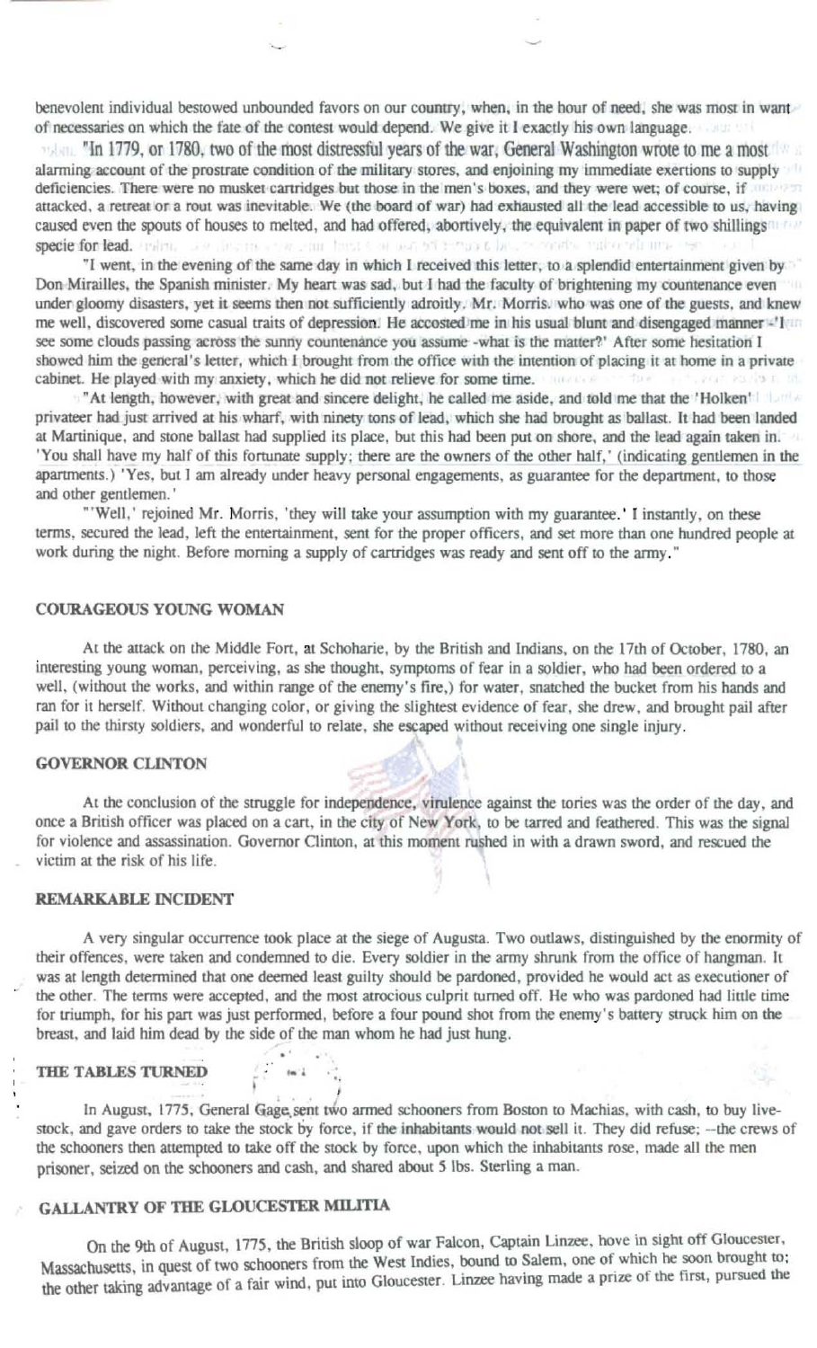benevolent individual bestowed unbounded favors on our country, when, in the hour of need, she was most in want of necessaries on which the fate of the contest would depend. We give it exactly his own language.

"In 1779, or 1780, two of the most distressful years of the war, General Washington wrote to me a most alarming account of the prostrate condition of the military stores, and enjoining my immediate exertions to supply deficiencies. There were no musket cartridges but those in the men's boxes, and they were wet; of course, if attacked, a retreat or a rout was inevitable. We (the board of war) had exhausted all the lead accessible to us, having caused even the spouts of houses to melted, and had offered, abortively, the equivalent in paper of two shillings specie for lead.

"I went, in the evening of the same day in which I received this letter, to a splendid entertainment given by Don Miralles, the Spanish minister. My heart was sad, but I had the faculty of brightening my countenance even under gloomy disasters, yet it seems then not sufficiently adroitly. Mr. Morris. who was one of the guests, and knew me well, discovered some casual traits of depression. He accosted me in his usual blunt and disengaged manner -'I see some clouds passing across the sunny countenance you assume -what is the matter?' After some hesitation I showed him the general's letter, which I brought from the office with the intention of placing it at home in a private cabinet. He played with my anxiety, which he did not relieve for some time.

"At length, however, with great and sincere delight, he called me aside, and told me that the 'Holken' privateer had just arrived at his wharf, with ninety tons of lead, which she had brought as ballast. It had been landed at Martinique, and stone ballast had supplied its place, but this had been put on shore, and the lead again taken in. 'You shall have my half of this fortunate supply; there are the owners of the other half,' (indicating gentlemen in the apartments.) 'Yes, but I am already under heavy personal engagements, as guarantee for the department, to those and other gentlemen.'

"'Well,' rejoined Mr. Morris, 'they will take your assumption with my guarantee.' I instantly, on these terms, secured the lead, left the entertainment, sent for the proper officers, and set more than one hundred people at work during the night. Before morning a supply of cartridges was ready and sent off to the army."

### COURAGEOUS YOUNG WOMAN

At the attack on the Middle Fort, at Schoharie, by the British and Indians, on the 17th of October, 1780, an interesting young woman, perceiving, as she thought, symptoms of fear in a soldier, who had been ordered to a well, (without the works, and within range of the enemy's fire,) for water, snatched the bucket from his hands and ran for it herself. Without changing color, or giving the slightest evidence of fear, she drew, and brought pail after pail to the thirsty soldiers, and wonderful to relate, she escaped without receiving one single injury.

### GOVERNOR CLINTON

At the conclusion of the struggle for independence, virulence against the tories was the order of the day, and once a British officer was placed on a cart, in the city of New York, to be tarred and feathered. This was the signal for violence and assassination. Governor Clinton, at this moment rushed in with a drawn sword, and rescued the victim at the risk of his life.

### REMARKABLE INCIDENT

A very singular occurrence took place at the siege of Augusta. Two outlaws, distinguished by the enormity of their offences, were taken and condemned to die. Every soldier in the army shrunk from the office of hangman. It was at length determined that one deemed least guilty should be pardoned, provided he would act as executioner of the other. The terms were accepted, and the most atrocious culprit turned off. He who was pardoned had little time for triumph, for his part was just performed, before a four pound shot from the enemy's battery struck him on the breast, and laid him dead by the side of the man whom he had just hung.

### THE TABLES TURNED

In August, 1775, General Gage sent two armed schooners from Boston to Machias, with cash, to buy live-stock, and gave orders to take the stock by force, if the inhabitants would not sell it. They did refuse; --the crews of the schooners then attempted to take off the stock by force, upon which the inhabitants rose, made all the men prisoner, seized on the schooners and cash, and shared about 5 lbs. Sterling a man.

### GALLANTRY OF THE GLOUCESTER MILITIA

On the 9th of August, 1775, the British sloop of war Falcon, Captain Linzee, hove in sight off Gloucester, Massachusetts, in quest of two schooners from the West Indies, bound to Salem, one of which he soon brought to; the other taking advantage of a fair wind, put into Gloucester. Linzee having made a prize of the first, pursued the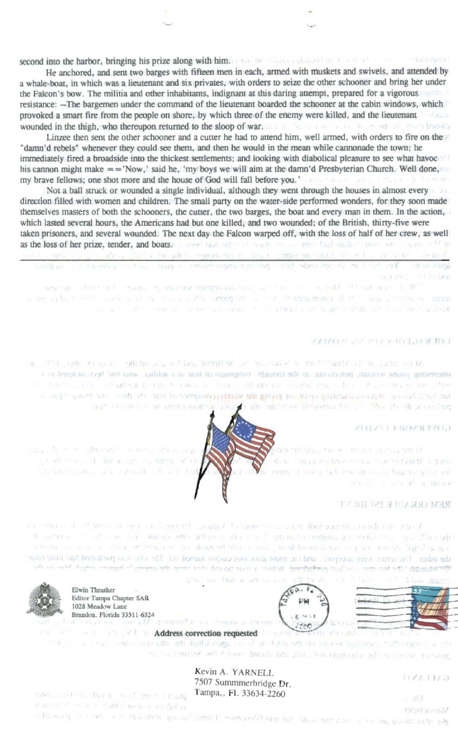second into the harbor, bringing his prize along with him.

He anchored, and sent two barges with fifteen men in each, armed with muskets and swivels, and attended by a whale-boat, in which was a lieutenant and six privates, with orders to seize the other schooner and bring her under the Falcon's bow. The militia and other inhabitants, indignant at this daring attempt, prepared for a vigorous resistance: --The bargemen under the command of the lieutenant boarded the schooner at the cabin windows, which provoked a smart fire from the people on shore, by which three of the enemy were killed, and the lieutenant wounded in the thigh, who thereupon returned to the sloop of war.

Linzee then sent the other schooner and a cutter he had to attend him, well armed, with orders to fire on the "damn'd rebels" whenever they could see them, and then he would in the mean while cannonade the town; he immediately fired a broadside into the thickest settlements; and looking with diabolical pleasure to see what havoc his cannon might make ==' Now,' said he, 'my boys we will aim at the damn'd Presbyterian Church. Well done, my brave fellows; one shot more and the house of God will fall before you.'

Not a ball struck or wounded a single individual, although they went through the houses in almost every direction filled with women and children. The small party on the water-side performed wonders, for they soon made themselves masters of both the schooners, the cutter, the two barges, the boat and every man in them. In the action, which lasted several hours, the Americans had but one killed, and two wounded; of the British, thirty-five were taken prisoners, and several wounded. The next day the Falcon warped off, with the loss of half of her crew, as well as the loss of her prize, tender, and boats.

Elwin Thrasher
Editor Tampa Chapter SAR
1028 Meadow Lane
Brandon, Florida 33511-6324

Address correction requested

Kevin A. YARNELL
7507 Summmerbridge Dr.
Tampa,, FL 33634-2260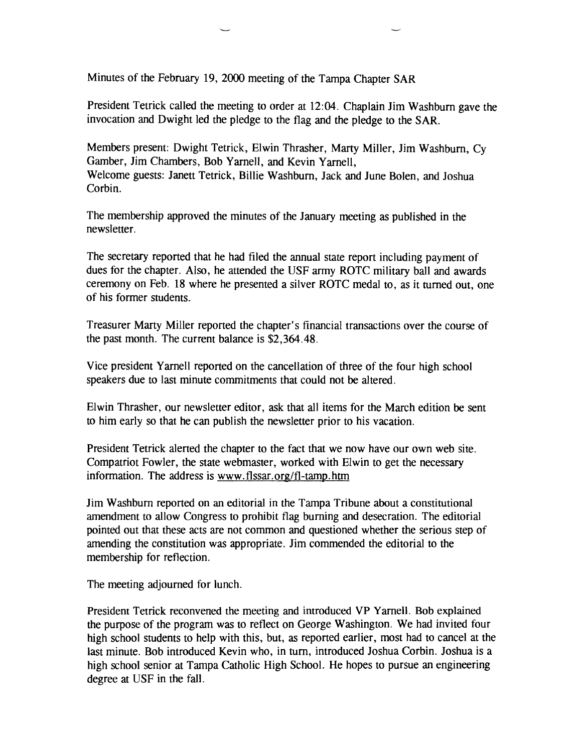Minutes of the February 19, 2000 meeting of the Tampa Chapter SAR

President Tetrick called the meeting to order at 12:04. Chaplain Jim Washburn gave the invocation and Dwight led the pledge to the flag and the pledge to the SAR.

Members present: Dwight Tetrick, Elwin Thrasher, Marty Miller, Jim Washburn, Cy Gamber, Jim Chambers, Bob Yarnell, and Kevin Yarnell,
Welcome guests: Janett Tetrick, Billie Washburn, Jack and June Bolen, and Joshua Corbin.

The membership approved the minutes of the January meeting as published in the newsletter.

The secretary reported that he had filed the annual state report including payment of dues for the chapter. Also, he attended the USF army ROTC military ball and awards ceremony on Feb. 18 where he presented a silver ROTC medal to, as it turned out, one of his former students.

Treasurer Marty Miller reported the chapter's financial transactions over the course of the past month. The current balance is $2,364.48.

Vice president Yarnell reported on the cancellation of three of the four high school speakers due to last minute commitments that could not be altered.

Elwin Thrasher, our newsletter editor, ask that all items for the March edition be sent to him early so that he can publish the newsletter prior to his vacation.

President Tetrick alerted the chapter to the fact that we now have our own web site. Compatriot Fowler, the state webmaster, worked with Elwin to get the necessary information. The address is www.flssar.org/fl-tamp.htm

Jim Washburn reported on an editorial in the Tampa Tribune about a constitutional amendment to allow Congress to prohibit flag burning and desecration. The editorial pointed out that these acts are not common and questioned whether the serious step of amending the constitution was appropriate. Jim commended the editorial to the membership for reflection.

The meeting adjourned for lunch.

President Tetrick reconvened the meeting and introduced VP Yarnell. Bob explained the purpose of the program was to reflect on George Washington. We had invited four high school students to help with this, but, as reported earlier, most had to cancel at the last minute. Bob introduced Kevin who, in turn, introduced Joshua Corbin. Joshua is a high school senior at Tampa Catholic High School. He hopes to pursue an engineering degree at USF in the fall.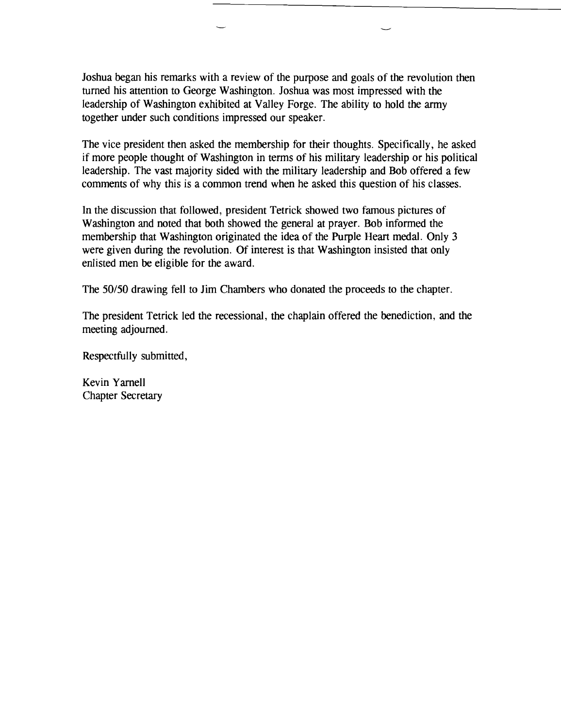Joshua began his remarks with a review of the purpose and goals of the revolution then turned his attention to George Washington. Joshua was most impressed with the leadership of Washington exhibited at Valley Forge. The ability to hold the army together under such conditions impressed our speaker.

The vice president then asked the membership for their thoughts. Specifically, he asked if more people thought of Washington in terms of his military leadership or his political leadership. The vast majority sided with the military leadership and Bob offered a few comments of why this is a common trend when he asked this question of his classes.

In the discussion that followed, president Tetrick showed two famous pictures of Washington and noted that both showed the general at prayer. Bob informed the membership that Washington originated the idea of the Purple Heart medal. Only 3 were given during the revolution. Of interest is that Washington insisted that only enlisted men be eligible for the award.

The 50/50 drawing fell to Jim Chambers who donated the proceeds to the chapter.

The president Tetrick led the recessional, the chaplain offered the benediction, and the meeting adjourned.

Respectfully submitted,

Kevin Yarnell
Chapter Secretary